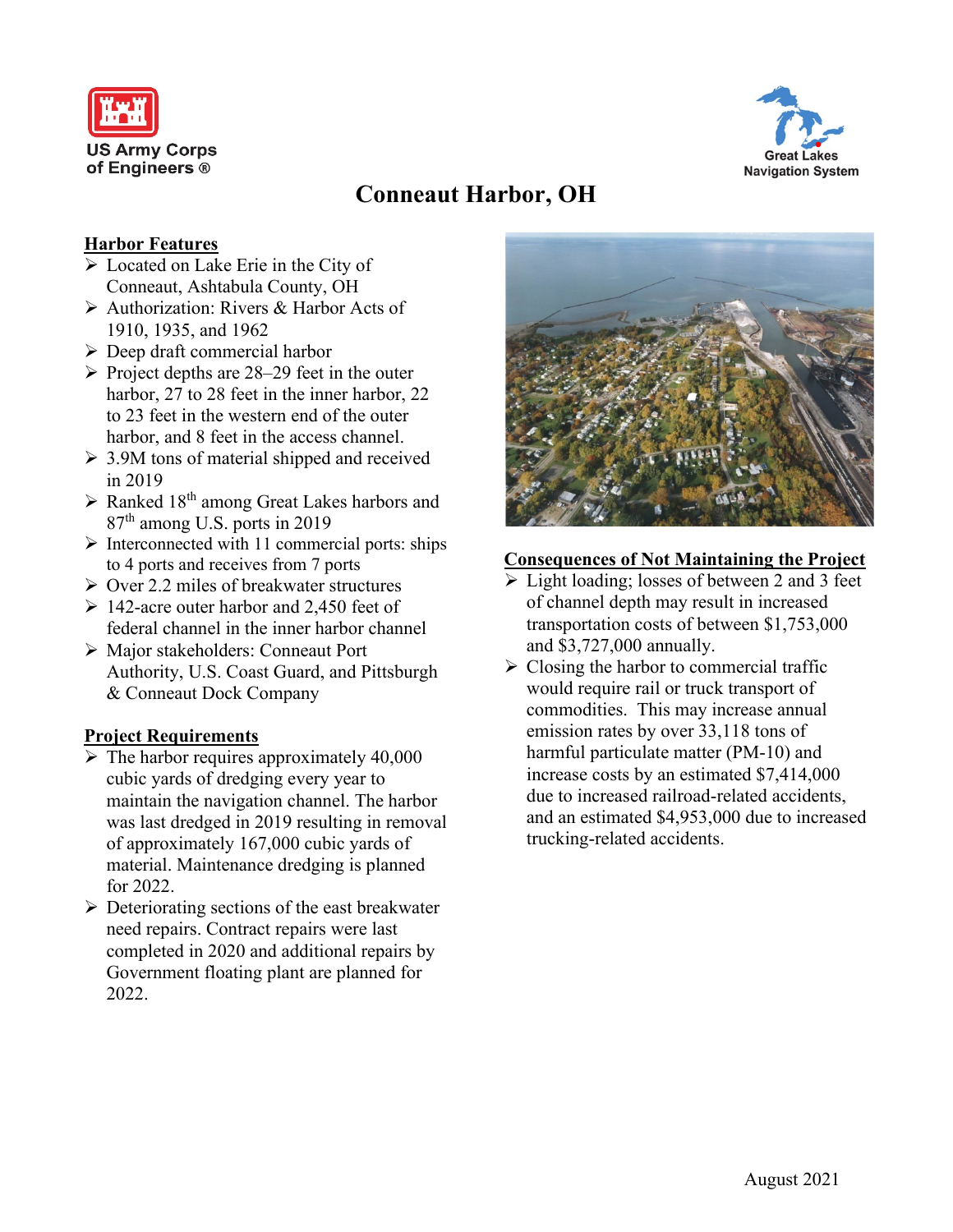US Army Corps of Engineers ®

Great Lakes Navigation System

# Conneaut Harbor, OH

## Harbor Features

- Located on Lake Erie in the City of Conneaut, Ashtabula County, OH
- Authorization: Rivers & Harbor Acts of 1910, 1935, and 1962
- Deep draft commercial harbor
- Project depths are 28–29 feet in the outer harbor, 27 to 28 feet in the inner harbor, 22 to 23 feet in the western end of the outer harbor, and 8 feet in the access channel.
- 3.9M tons of material shipped and received in 2019
- Ranked 18th among Great Lakes harbors and 87th among U.S. ports in 2019
- Interconnected with 11 commercial ports: ships to 4 ports and receives from 7 ports
- Over 2.2 miles of breakwater structures
- 142-acre outer harbor and 2,450 feet of federal channel in the inner harbor channel
- Major stakeholders: Conneaut Port Authority, U.S. Coast Guard, and Pittsburgh & Conneaut Dock Company

## Project Requirements

- The harbor requires approximately 40,000 cubic yards of dredging every year to maintain the navigation channel. The harbor was last dredged in 2019 resulting in removal of approximately 167,000 cubic yards of material. Maintenance dredging is planned for 2022.
- Deteriorating sections of the east breakwater need repairs. Contract repairs were last completed in 2020 and additional repairs by Government floating plant are planned for 2022.

## Consequences of Not Maintaining the Project

- Light loading; losses of between 2 and 3 feet of channel depth may result in increased transportation costs of between $1,753,000 and $3,727,000 annually.
- Closing the harbor to commercial traffic would require rail or truck transport of commodities. This may increase annual emission rates by over 33,118 tons of harmful particulate matter (PM-10) and increase costs by an estimated $7,414,000 due to increased railroad-related accidents, and an estimated $4,953,000 due to increased trucking-related accidents.

August 2021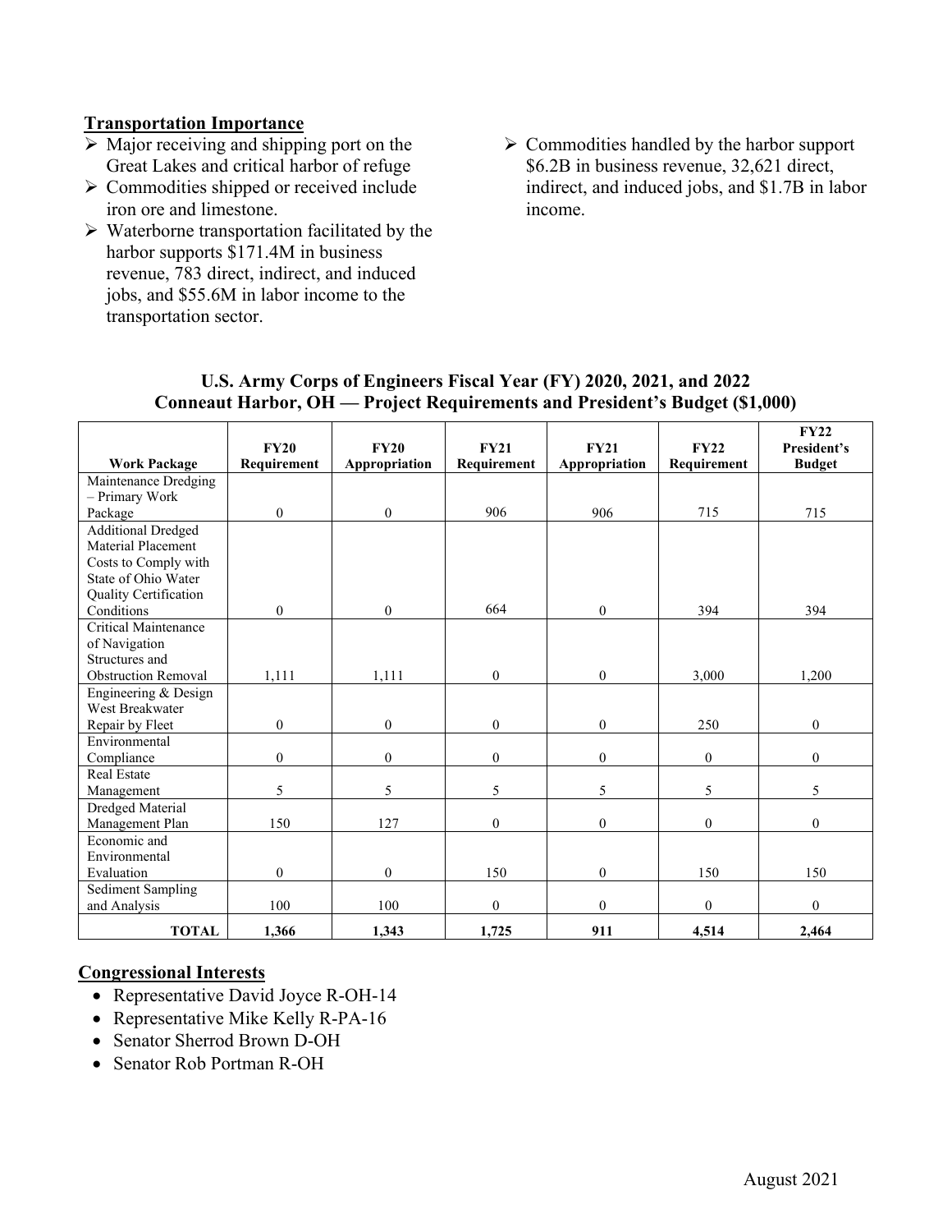## Transportation Importance

- Major receiving and shipping port on the Great Lakes and critical harbor of refuge
- Commodities shipped or received include iron ore and limestone.
- Waterborne transportation facilitated by the harbor supports $171.4M in business revenue, 783 direct, indirect, and induced jobs, and $55.6M in labor income to the transportation sector.
- Commodities handled by the harbor support $6.2B in business revenue, 32,621 direct, indirect, and induced jobs, and $1.7B in labor income.

**U.S. Army Corps of Engineers Fiscal Year (FY) 2020, 2021, and 2022**
**Conneaut Harbor, OH — Project Requirements and President's Budget ($1,000)**

| Work Package | FY20 Requirement | FY20 Appropriation | FY21 Requirement | FY21 Appropriation | FY22 Requirement | FY22 President's Budget |
|---|---|---|---|---|---|---|
| Maintenance Dredging – Primary Work Package | 0 | 0 | 906 | 906 | 715 | 715 |
| Additional Dredged Material Placement Costs to Comply with State of Ohio Water Quality Certification Conditions | 0 | 0 | 664 | 0 | 394 | 394 |
| Critical Maintenance of Navigation Structures and Obstruction Removal | 1,111 | 1,111 | 0 | 0 | 3,000 | 1,200 |
| Engineering & Design West Breakwater Repair by Fleet | 0 | 0 | 0 | 0 | 250 | 0 |
| Environmental Compliance | 0 | 0 | 0 | 0 | 0 | 0 |
| Real Estate Management | 5 | 5 | 5 | 5 | 5 | 5 |
| Dredged Material Management Plan | 150 | 127 | 0 | 0 | 0 | 0 |
| Economic and Environmental Evaluation | 0 | 0 | 150 | 0 | 150 | 150 |
| Sediment Sampling and Analysis | 100 | 100 | 0 | 0 | 0 | 0 |
| **TOTAL** | **1,366** | **1,343** | **1,725** | **911** | **4,514** | **2,464** |

## Congressional Interests

- Representative David Joyce R-OH-14
- Representative Mike Kelly R-PA-16
- Senator Sherrod Brown D-OH
- Senator Rob Portman R-OH

August 2021